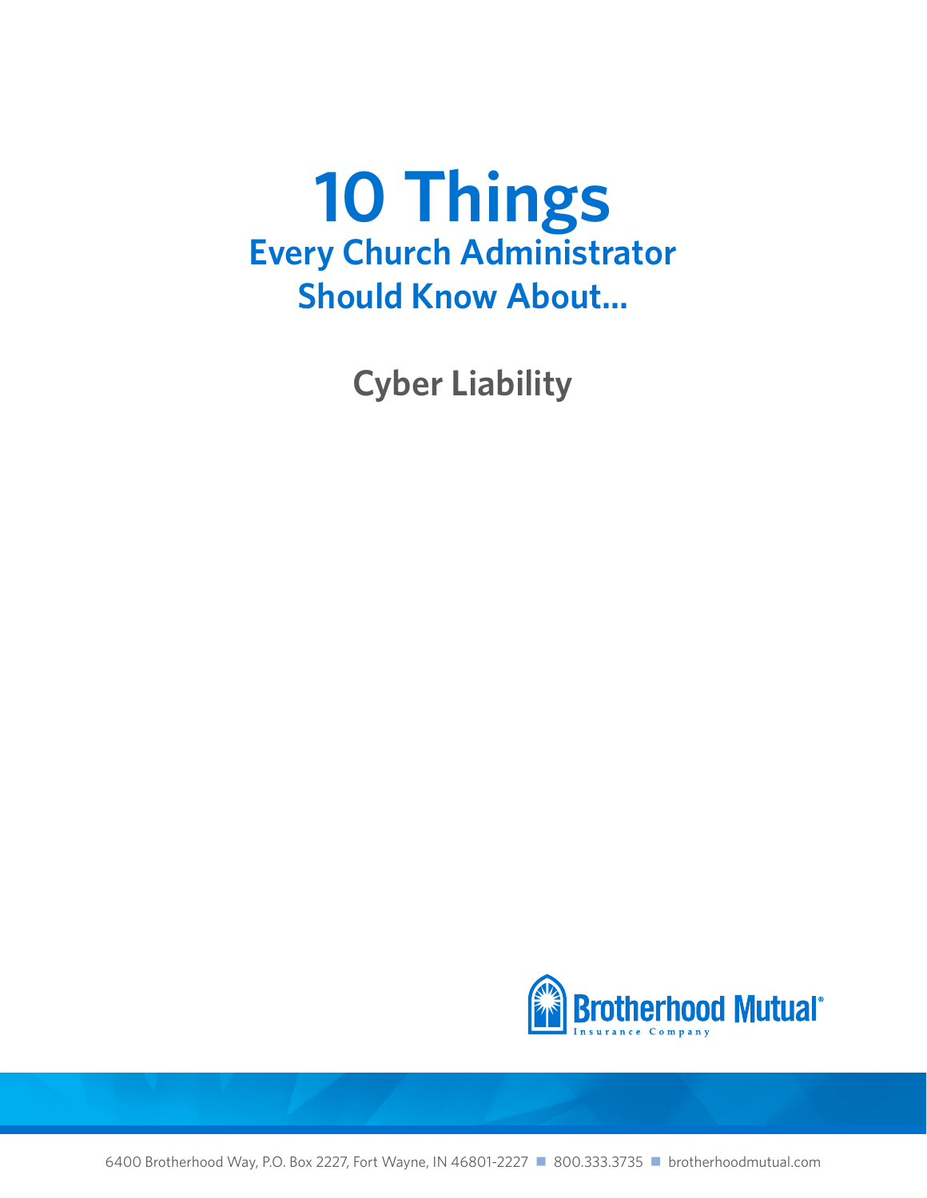# 10 Things

## Every Church Administrator Should Know About...

## Cyber Liability

Brotherhood Mutual Insurance Company

6400 Brotherhood Way, P.O. Box 2227, Fort Wayne, IN 46801-2227 ■ 800.333.3735 ■ brotherhoodmutual.com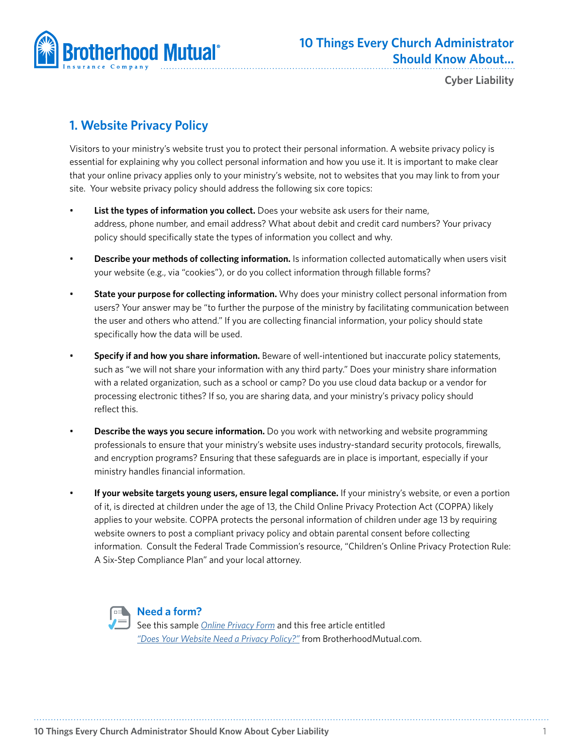## 1. Website Privacy Policy

Visitors to your ministry's website trust you to protect their personal information. A website privacy policy is essential for explaining why you collect personal information and how you use it. It is important to make clear that your online privacy applies only to your ministry's website, not to websites that you may link to from your site. Your website privacy policy should address the following six core topics:

- **List the types of information you collect.** Does your website ask users for their name, address, phone number, and email address? What about debit and credit card numbers? Your privacy policy should specifically state the types of information you collect and why.

- **Describe your methods of collecting information.** Is information collected automatically when users visit your website (e.g., via "cookies"), or do you collect information through fillable forms?

- **State your purpose for collecting information.** Why does your ministry collect personal information from users? Your answer may be "to further the purpose of the ministry by facilitating communication between the user and others who attend." If you are collecting financial information, your policy should state specifically how the data will be used.

- **Specify if and how you share information.** Beware of well-intentioned but inaccurate policy statements, such as "we will not share your information with any third party." Does your ministry share information with a related organization, such as a school or camp? Do you use cloud data backup or a vendor for processing electronic tithes? If so, you are sharing data, and your ministry's privacy policy should reflect this.

- **Describe the ways you secure information.** Do you work with networking and website programming professionals to ensure that your ministry's website uses industry-standard security protocols, firewalls, and encryption programs? Ensuring that these safeguards are in place is important, especially if your ministry handles financial information.

- **If your website targets young users, ensure legal compliance.** If your ministry's website, or even a portion of it, is directed at children under the age of 13, the Child Online Privacy Protection Act (COPPA) likely applies to your website. COPPA protects the personal information of children under age 13 by requiring website owners to post a compliant privacy policy and obtain parental consent before collecting information. Consult the Federal Trade Commission's resource, "Children's Online Privacy Protection Rule: A Six-Step Compliance Plan" and your local attorney.

### Need a form?

See this sample *Online Privacy Form* and this free article entitled *"Does Your Website Need a Privacy Policy?"* from BrotherhoodMutual.com.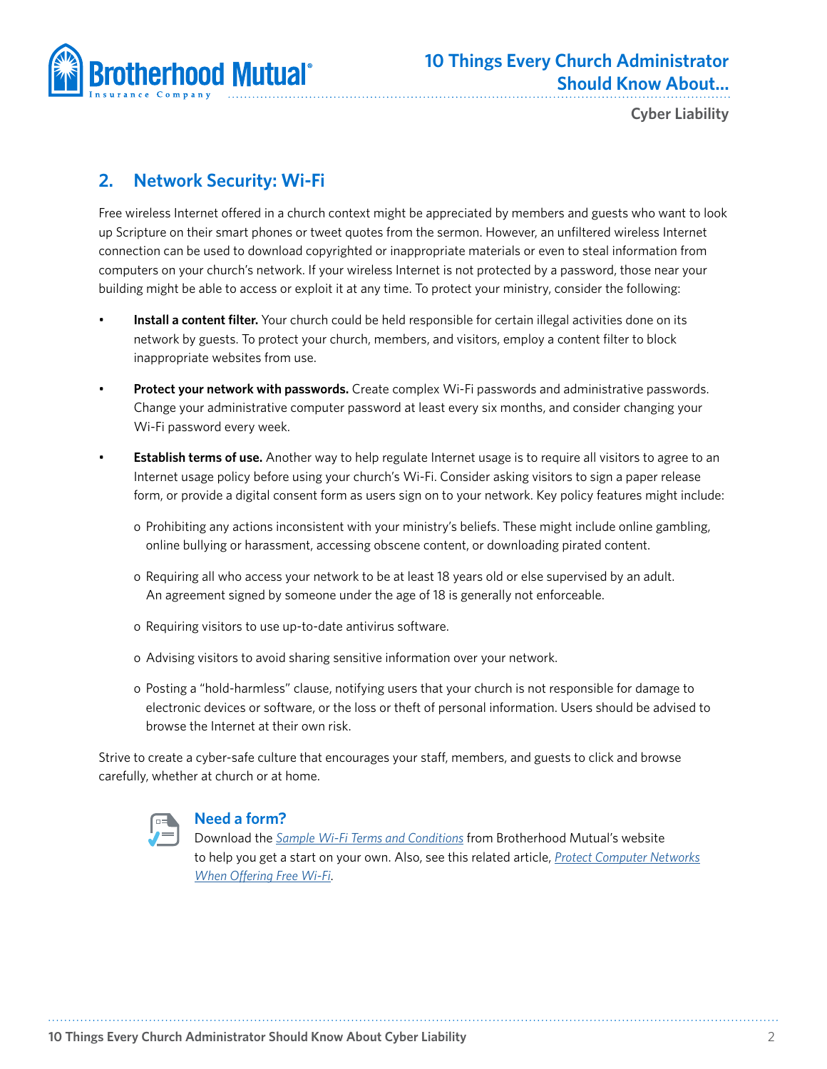## 2. Network Security: Wi-Fi

Free wireless Internet offered in a church context might be appreciated by members and guests who want to look up Scripture on their smart phones or tweet quotes from the sermon. However, an unfiltered wireless Internet connection can be used to download copyrighted or inappropriate materials or even to steal information from computers on your church's network. If your wireless Internet is not protected by a password, those near your building might be able to access or exploit it at any time. To protect your ministry, consider the following:

- **Install a content filter.** Your church could be held responsible for certain illegal activities done on its network by guests. To protect your church, members, and visitors, employ a content filter to block inappropriate websites from use.
- **Protect your network with passwords.** Create complex Wi-Fi passwords and administrative passwords. Change your administrative computer password at least every six months, and consider changing your Wi-Fi password every week.
- **Establish terms of use.** Another way to help regulate Internet usage is to require all visitors to agree to an Internet usage policy before using your church's Wi-Fi. Consider asking visitors to sign a paper release form, or provide a digital consent form as users sign on to your network. Key policy features might include:
  - Prohibiting any actions inconsistent with your ministry's beliefs. These might include online gambling, online bullying or harassment, accessing obscene content, or downloading pirated content.
  - Requiring all who access your network to be at least 18 years old or else supervised by an adult. An agreement signed by someone under the age of 18 is generally not enforceable.
  - Requiring visitors to use up-to-date antivirus software.
  - Advising visitors to avoid sharing sensitive information over your network.
  - Posting a "hold-harmless" clause, notifying users that your church is not responsible for damage to electronic devices or software, or the loss or theft of personal information. Users should be advised to browse the Internet at their own risk.

Strive to create a cyber-safe culture that encourages your staff, members, and guests to click and browse carefully, whether at church or at home.

### Need a form?

Download the *Sample Wi-Fi Terms and Conditions* from Brotherhood Mutual's website to help you get a start on your own. Also, see this related article, *Protect Computer Networks When Offering Free Wi-Fi*.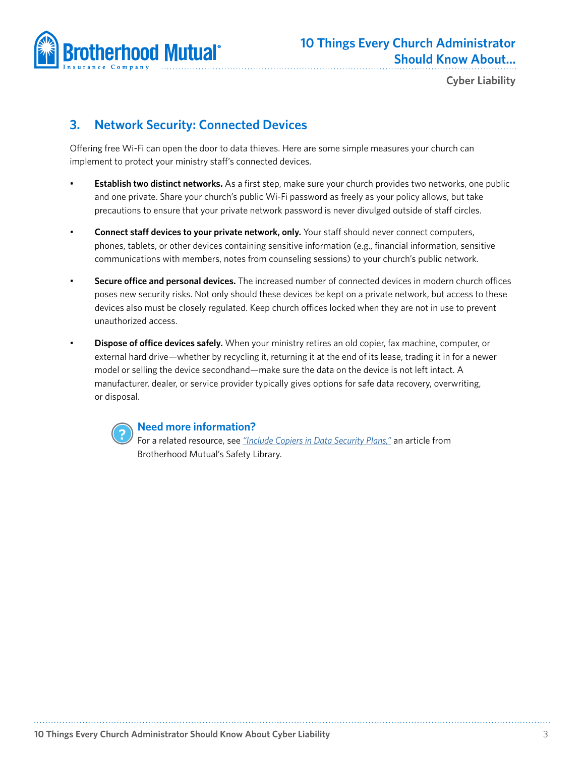## 3. Network Security: Connected Devices

Offering free Wi-Fi can open the door to data thieves. Here are some simple measures your church can implement to protect your ministry staff's connected devices.

- **Establish two distinct networks.** As a first step, make sure your church provides two networks, one public and one private. Share your church's public Wi-Fi password as freely as your policy allows, but take precautions to ensure that your private network password is never divulged outside of staff circles.
- **Connect staff devices to your private network, only.** Your staff should never connect computers, phones, tablets, or other devices containing sensitive information (e.g., financial information, sensitive communications with members, notes from counseling sessions) to your church's public network.
- **Secure office and personal devices.** The increased number of connected devices in modern church offices poses new security risks. Not only should these devices be kept on a private network, but access to these devices also must be closely regulated. Keep church offices locked when they are not in use to prevent unauthorized access.
- **Dispose of office devices safely.** When your ministry retires an old copier, fax machine, computer, or external hard drive—whether by recycling it, returning it at the end of its lease, trading it in for a newer model or selling the device secondhand—make sure the data on the device is not left intact. A manufacturer, dealer, or service provider typically gives options for safe data recovery, overwriting, or disposal.

### Need more information?

For a related resource, see *"Include Copiers in Data Security Plans,"* an article from Brotherhood Mutual's Safety Library.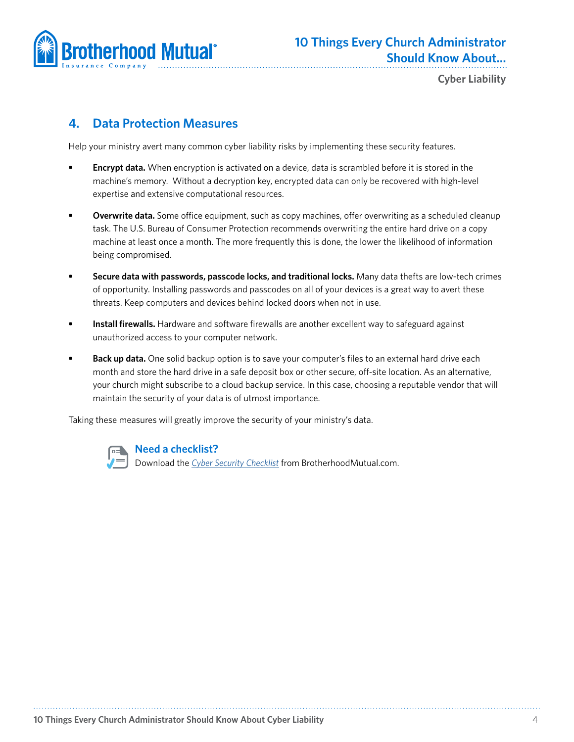## 4. Data Protection Measures

Help your ministry avert many common cyber liability risks by implementing these security features.

- **Encrypt data.** When encryption is activated on a device, data is scrambled before it is stored in the machine's memory. Without a decryption key, encrypted data can only be recovered with high-level expertise and extensive computational resources.
- **Overwrite data.** Some office equipment, such as copy machines, offer overwriting as a scheduled cleanup task. The U.S. Bureau of Consumer Protection recommends overwriting the entire hard drive on a copy machine at least once a month. The more frequently this is done, the lower the likelihood of information being compromised.
- **Secure data with passwords, passcode locks, and traditional locks.** Many data thefts are low-tech crimes of opportunity. Installing passwords and passcodes on all of your devices is a great way to avert these threats. Keep computers and devices behind locked doors when not in use.
- **Install firewalls.** Hardware and software firewalls are another excellent way to safeguard against unauthorized access to your computer network.
- **Back up data.** One solid backup option is to save your computer's files to an external hard drive each month and store the hard drive in a safe deposit box or other secure, off-site location. As an alternative, your church might subscribe to a cloud backup service. In this case, choosing a reputable vendor that will maintain the security of your data is of utmost importance.

Taking these measures will greatly improve the security of your ministry's data.

### Need a checklist?

Download the *Cyber Security Checklist* from BrotherhoodMutual.com.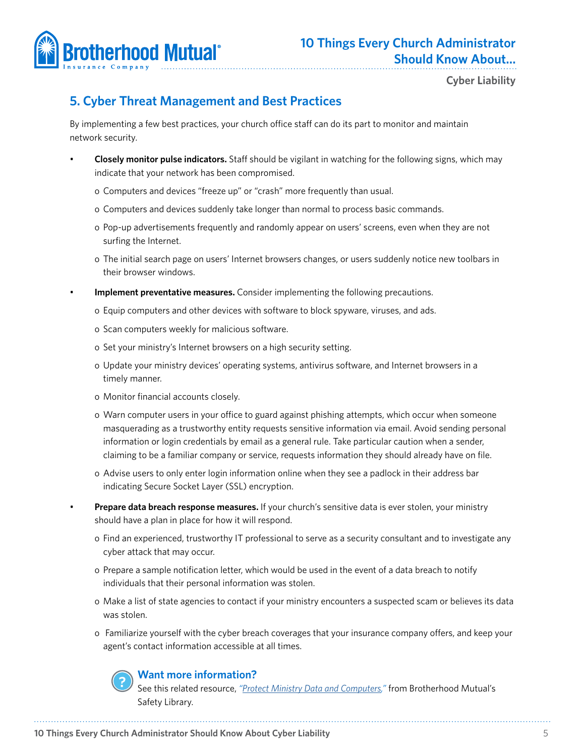## 5. Cyber Threat Management and Best Practices

By implementing a few best practices, your church office staff can do its part to monitor and maintain network security.

- **Closely monitor pulse indicators.** Staff should be vigilant in watching for the following signs, which may indicate that your network has been compromised.
  - Computers and devices "freeze up" or "crash" more frequently than usual.
  - Computers and devices suddenly take longer than normal to process basic commands.
  - Pop-up advertisements frequently and randomly appear on users' screens, even when they are not surfing the Internet.
  - The initial search page on users' Internet browsers changes, or users suddenly notice new toolbars in their browser windows.
- **Implement preventative measures.** Consider implementing the following precautions.
  - Equip computers and other devices with software to block spyware, viruses, and ads.
  - Scan computers weekly for malicious software.
  - Set your ministry's Internet browsers on a high security setting.
  - Update your ministry devices' operating systems, antivirus software, and Internet browsers in a timely manner.
  - Monitor financial accounts closely.
  - Warn computer users in your office to guard against phishing attempts, which occur when someone masquerading as a trustworthy entity requests sensitive information via email. Avoid sending personal information or login credentials by email as a general rule. Take particular caution when a sender, claiming to be a familiar company or service, requests information they should already have on file.
  - Advise users to only enter login information online when they see a padlock in their address bar indicating Secure Socket Layer (SSL) encryption.
- **Prepare data breach response measures.** If your church's sensitive data is ever stolen, your ministry should have a plan in place for how it will respond.
  - Find an experienced, trustworthy IT professional to serve as a security consultant and to investigate any cyber attack that may occur.
  - Prepare a sample notification letter, which would be used in the event of a data breach to notify individuals that their personal information was stolen.
  - Make a list of state agencies to contact if your ministry encounters a suspected scam or believes its data was stolen.
  - Familiarize yourself with the cyber breach coverages that your insurance company offers, and keep your agent's contact information accessible at all times.

### Want more information?

See this related resource, *"Protect Ministry Data and Computers,"* from Brotherhood Mutual's Safety Library.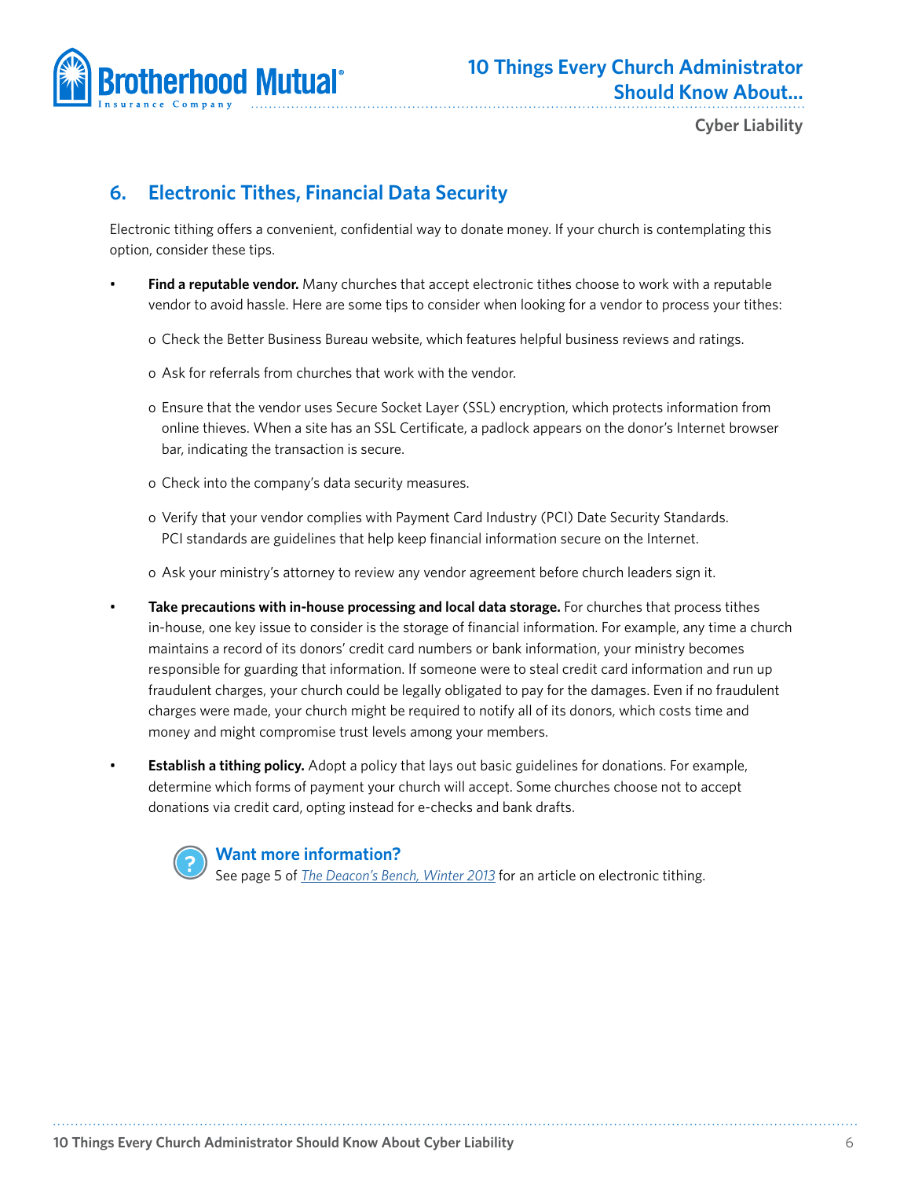## 6. Electronic Tithes, Financial Data Security

Electronic tithing offers a convenient, confidential way to donate money. If your church is contemplating this option, consider these tips.

- **Find a reputable vendor.** Many churches that accept electronic tithes choose to work with a reputable vendor to avoid hassle. Here are some tips to consider when looking for a vendor to process your tithes:
  - Check the Better Business Bureau website, which features helpful business reviews and ratings.
  - Ask for referrals from churches that work with the vendor.
  - Ensure that the vendor uses Secure Socket Layer (SSL) encryption, which protects information from online thieves. When a site has an SSL Certificate, a padlock appears on the donor's Internet browser bar, indicating the transaction is secure.
  - Check into the company's data security measures.
  - Verify that your vendor complies with Payment Card Industry (PCI) Date Security Standards. PCI standards are guidelines that help keep financial information secure on the Internet.
  - Ask your ministry's attorney to review any vendor agreement before church leaders sign it.
- **Take precautions with in-house processing and local data storage.** For churches that process tithes in-house, one key issue to consider is the storage of financial information. For example, any time a church maintains a record of its donors' credit card numbers or bank information, your ministry becomes responsible for guarding that information. If someone were to steal credit card information and run up fraudulent charges, your church could be legally obligated to pay for the damages. Even if no fraudulent charges were made, your church might be required to notify all of its donors, which costs time and money and might compromise trust levels among your members.
- **Establish a tithing policy.** Adopt a policy that lays out basic guidelines for donations. For example, determine which forms of payment your church will accept. Some churches choose not to accept donations via credit card, opting instead for e-checks and bank drafts.

**Want more information?**
See page 5 of *The Deacon's Bench, Winter 2013* for an article on electronic tithing.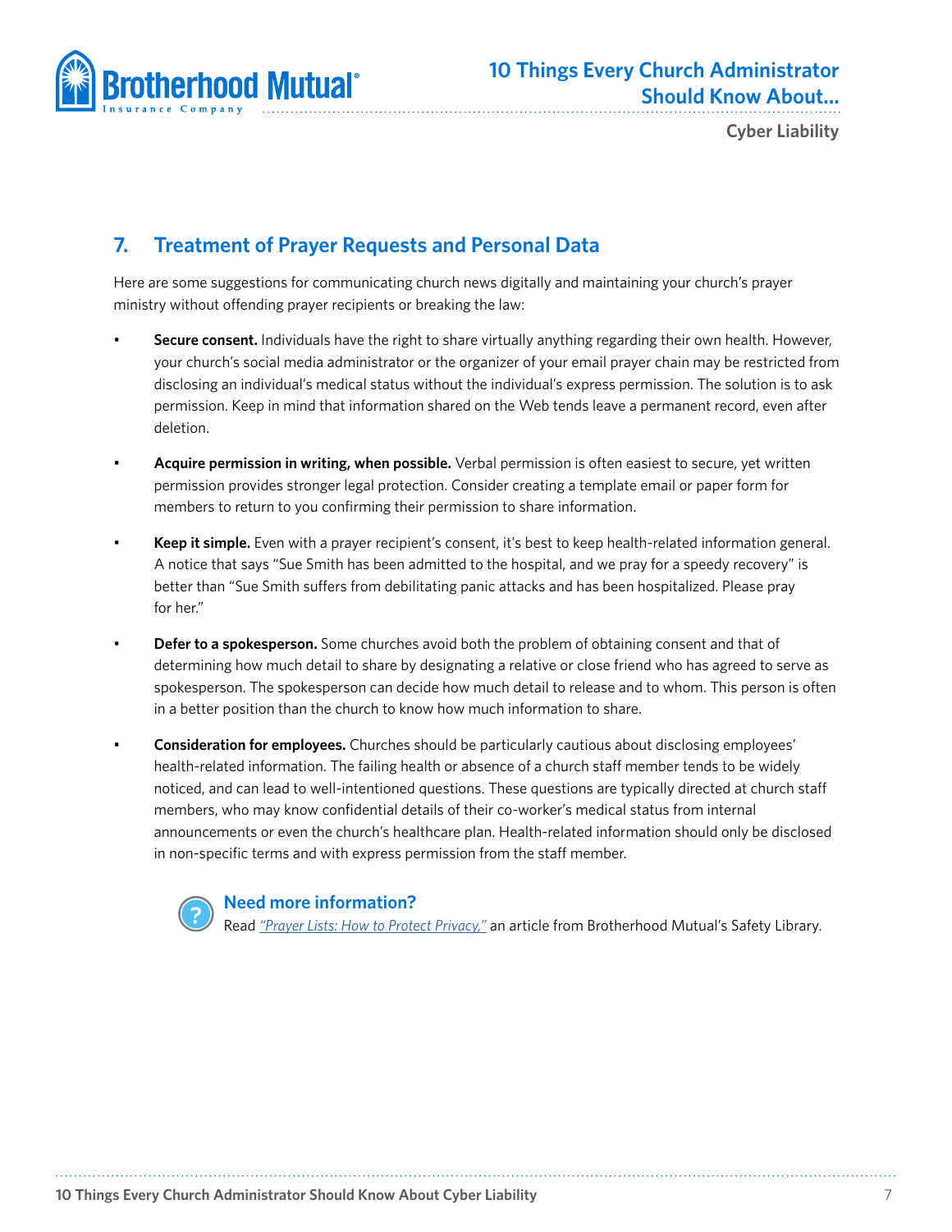## 7. Treatment of Prayer Requests and Personal Data

Here are some suggestions for communicating church news digitally and maintaining your church's prayer ministry without offending prayer recipients or breaking the law:

- **Secure consent.** Individuals have the right to share virtually anything regarding their own health. However, your church's social media administrator or the organizer of your email prayer chain may be restricted from disclosing an individual's medical status without the individual's express permission. The solution is to ask permission. Keep in mind that information shared on the Web tends leave a permanent record, even after deletion.

- **Acquire permission in writing, when possible.** Verbal permission is often easiest to secure, yet written permission provides stronger legal protection. Consider creating a template email or paper form for members to return to you confirming their permission to share information.

- **Keep it simple.** Even with a prayer recipient's consent, it's best to keep health-related information general. A notice that says "Sue Smith has been admitted to the hospital, and we pray for a speedy recovery" is better than "Sue Smith suffers from debilitating panic attacks and has been hospitalized. Please pray for her."

- **Defer to a spokesperson.** Some churches avoid both the problem of obtaining consent and that of determining how much detail to share by designating a relative or close friend who has agreed to serve as spokesperson. The spokesperson can decide how much detail to release and to whom. This person is often in a better position than the church to know how much information to share.

- **Consideration for employees.** Churches should be particularly cautious about disclosing employees' health-related information. The failing health or absence of a church staff member tends to be widely noticed, and can lead to well-intentioned questions. These questions are typically directed at church staff members, who may know confidential details of their co-worker's medical status from internal announcements or even the church's healthcare plan. Health-related information should only be disclosed in non-specific terms and with express permission from the staff member.

**Need more information?**

Read *"Prayer Lists: How to Protect Privacy,"* an article from Brotherhood Mutual's Safety Library.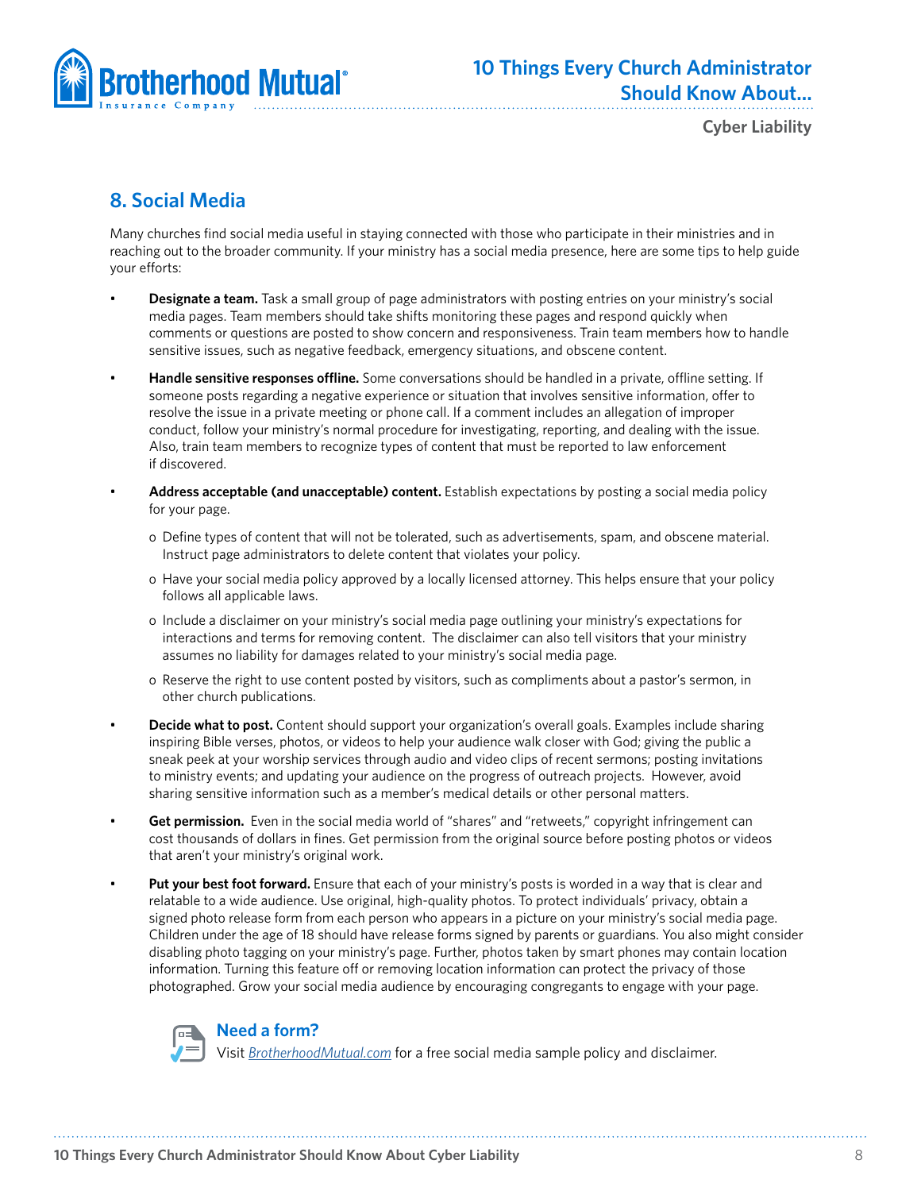## 8. Social Media

Many churches find social media useful in staying connected with those who participate in their ministries and in reaching out to the broader community. If your ministry has a social media presence, here are some tips to help guide your efforts:

- **Designate a team.** Task a small group of page administrators with posting entries on your ministry's social media pages. Team members should take shifts monitoring these pages and respond quickly when comments or questions are posted to show concern and responsiveness. Train team members how to handle sensitive issues, such as negative feedback, emergency situations, and obscene content.
- **Handle sensitive responses offline.** Some conversations should be handled in a private, offline setting. If someone posts regarding a negative experience or situation that involves sensitive information, offer to resolve the issue in a private meeting or phone call. If a comment includes an allegation of improper conduct, follow your ministry's normal procedure for investigating, reporting, and dealing with the issue. Also, train team members to recognize types of content that must be reported to law enforcement if discovered.
- **Address acceptable (and unacceptable) content.** Establish expectations by posting a social media policy for your page.
  - Define types of content that will not be tolerated, such as advertisements, spam, and obscene material. Instruct page administrators to delete content that violates your policy.
  - Have your social media policy approved by a locally licensed attorney. This helps ensure that your policy follows all applicable laws.
  - Include a disclaimer on your ministry's social media page outlining your ministry's expectations for interactions and terms for removing content. The disclaimer can also tell visitors that your ministry assumes no liability for damages related to your ministry's social media page.
  - Reserve the right to use content posted by visitors, such as compliments about a pastor's sermon, in other church publications.
- **Decide what to post.** Content should support your organization's overall goals. Examples include sharing inspiring Bible verses, photos, or videos to help your audience walk closer with God; giving the public a sneak peek at your worship services through audio and video clips of recent sermons; posting invitations to ministry events; and updating your audience on the progress of outreach projects. However, avoid sharing sensitive information such as a member's medical details or other personal matters.
- **Get permission.** Even in the social media world of "shares" and "retweets," copyright infringement can cost thousands of dollars in fines. Get permission from the original source before posting photos or videos that aren't your ministry's original work.
- **Put your best foot forward.** Ensure that each of your ministry's posts is worded in a way that is clear and relatable to a wide audience. Use original, high-quality photos. To protect individuals' privacy, obtain a signed photo release form from each person who appears in a picture on your ministry's social media page. Children under the age of 18 should have release forms signed by parents or guardians. You also might consider disabling photo tagging on your ministry's page. Further, photos taken by smart phones may contain location information. Turning this feature off or removing location information can protect the privacy of those photographed. Grow your social media audience by encouraging congregants to engage with your page.

### Need a form?

Visit *BrotherhoodMutual.com* for a free social media sample policy and disclaimer.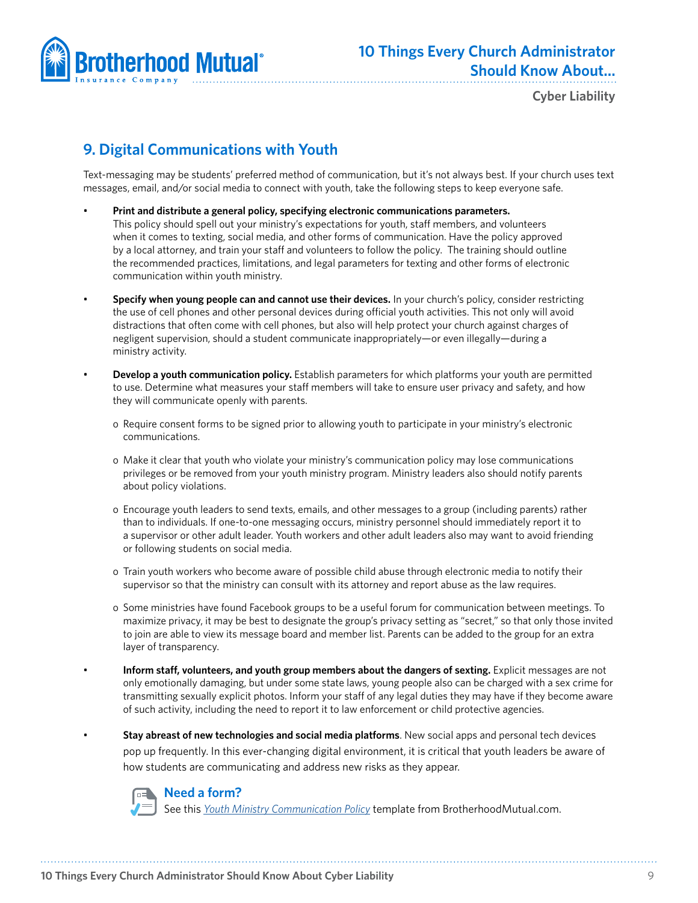## 9. Digital Communications with Youth

Text-messaging may be students' preferred method of communication, but it's not always best. If your church uses text messages, email, and/or social media to connect with youth, take the following steps to keep everyone safe.

- **Print and distribute a general policy, specifying electronic communications parameters.** This policy should spell out your ministry's expectations for youth, staff members, and volunteers when it comes to texting, social media, and other forms of communication. Have the policy approved by a local attorney, and train your staff and volunteers to follow the policy. The training should outline the recommended practices, limitations, and legal parameters for texting and other forms of electronic communication within youth ministry.

- **Specify when young people can and cannot use their devices.** In your church's policy, consider restricting the use of cell phones and other personal devices during official youth activities. This not only will avoid distractions that often come with cell phones, but also will help protect your church against charges of negligent supervision, should a student communicate inappropriately—or even illegally—during a ministry activity.

- **Develop a youth communication policy.** Establish parameters for which platforms your youth are permitted to use. Determine what measures your staff members will take to ensure user privacy and safety, and how they will communicate openly with parents.

  - Require consent forms to be signed prior to allowing youth to participate in your ministry's electronic communications.

  - Make it clear that youth who violate your ministry's communication policy may lose communications privileges or be removed from your youth ministry program. Ministry leaders also should notify parents about policy violations.

  - Encourage youth leaders to send texts, emails, and other messages to a group (including parents) rather than to individuals. If one-to-one messaging occurs, ministry personnel should immediately report it to a supervisor or other adult leader. Youth workers and other adult leaders also may want to avoid friending or following students on social media.

  - Train youth workers who become aware of possible child abuse through electronic media to notify their supervisor so that the ministry can consult with its attorney and report abuse as the law requires.

  - Some ministries have found Facebook groups to be a useful forum for communication between meetings. To maximize privacy, it may be best to designate the group's privacy setting as "secret," so that only those invited to join are able to view its message board and member list. Parents can be added to the group for an extra layer of transparency.

- **Inform staff, volunteers, and youth group members about the dangers of sexting.** Explicit messages are not only emotionally damaging, but under some state laws, young people also can be charged with a sex crime for transmitting sexually explicit photos. Inform your staff of any legal duties they may have if they become aware of such activity, including the need to report it to law enforcement or child protective agencies.

- **Stay abreast of new technologies and social media platforms**. New social apps and personal tech devices pop up frequently. In this ever-changing digital environment, it is critical that youth leaders be aware of how students are communicating and address new risks as they appear.

### Need a form?

See this *Youth Ministry Communication Policy* template from BrotherhoodMutual.com.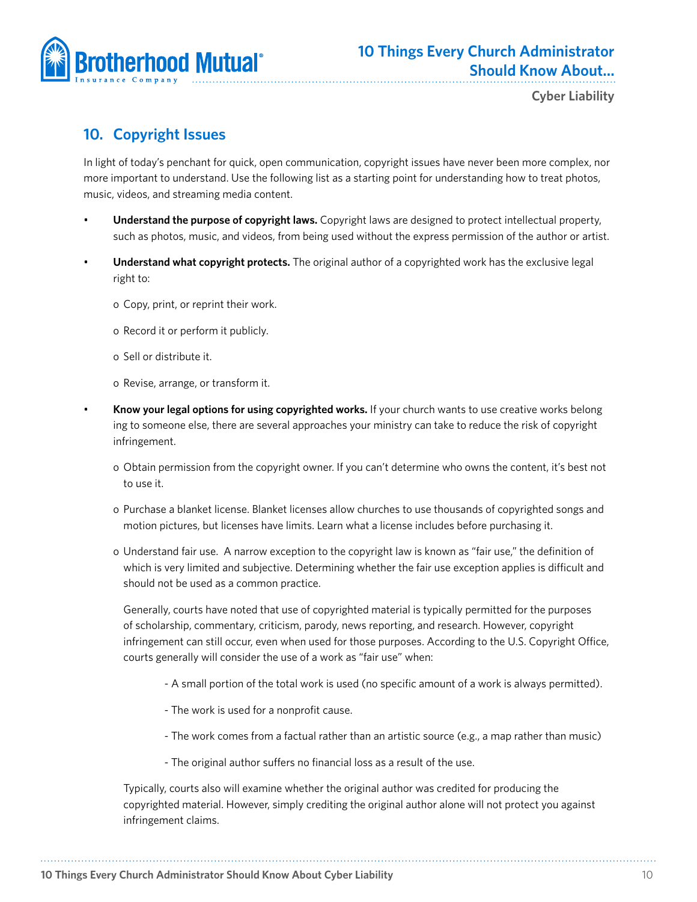## 10. Copyright Issues

In light of today's penchant for quick, open communication, copyright issues have never been more complex, nor more important to understand. Use the following list as a starting point for understanding how to treat photos, music, videos, and streaming media content.

- **Understand the purpose of copyright laws.** Copyright laws are designed to protect intellectual property, such as photos, music, and videos, from being used without the express permission of the author or artist.
- **Understand what copyright protects.** The original author of a copyrighted work has the exclusive legal right to:
  - Copy, print, or reprint their work.
  - Record it or perform it publicly.
  - Sell or distribute it.
  - Revise, arrange, or transform it.
- **Know your legal options for using copyrighted works.** If your church wants to use creative works belonging to someone else, there are several approaches your ministry can take to reduce the risk of copyright infringement.
  - Obtain permission from the copyright owner. If you can't determine who owns the content, it's best not to use it.
  - Purchase a blanket license. Blanket licenses allow churches to use thousands of copyrighted songs and motion pictures, but licenses have limits. Learn what a license includes before purchasing it.
  - Understand fair use. A narrow exception to the copyright law is known as "fair use," the definition of which is very limited and subjective. Determining whether the fair use exception applies is difficult and should not be used as a common practice.

    Generally, courts have noted that use of copyrighted material is typically permitted for the purposes of scholarship, commentary, criticism, parody, news reporting, and research. However, copyright infringement can still occur, even when used for those purposes. According to the U.S. Copyright Office, courts generally will consider the use of a work as "fair use" when:

    - A small portion of the total work is used (no specific amount of a work is always permitted).
    - The work is used for a nonprofit cause.
    - The work comes from a factual rather than an artistic source (e.g., a map rather than music)
    - The original author suffers no financial loss as a result of the use.

    Typically, courts also will examine whether the original author was credited for producing the copyrighted material. However, simply crediting the original author alone will not protect you against infringement claims.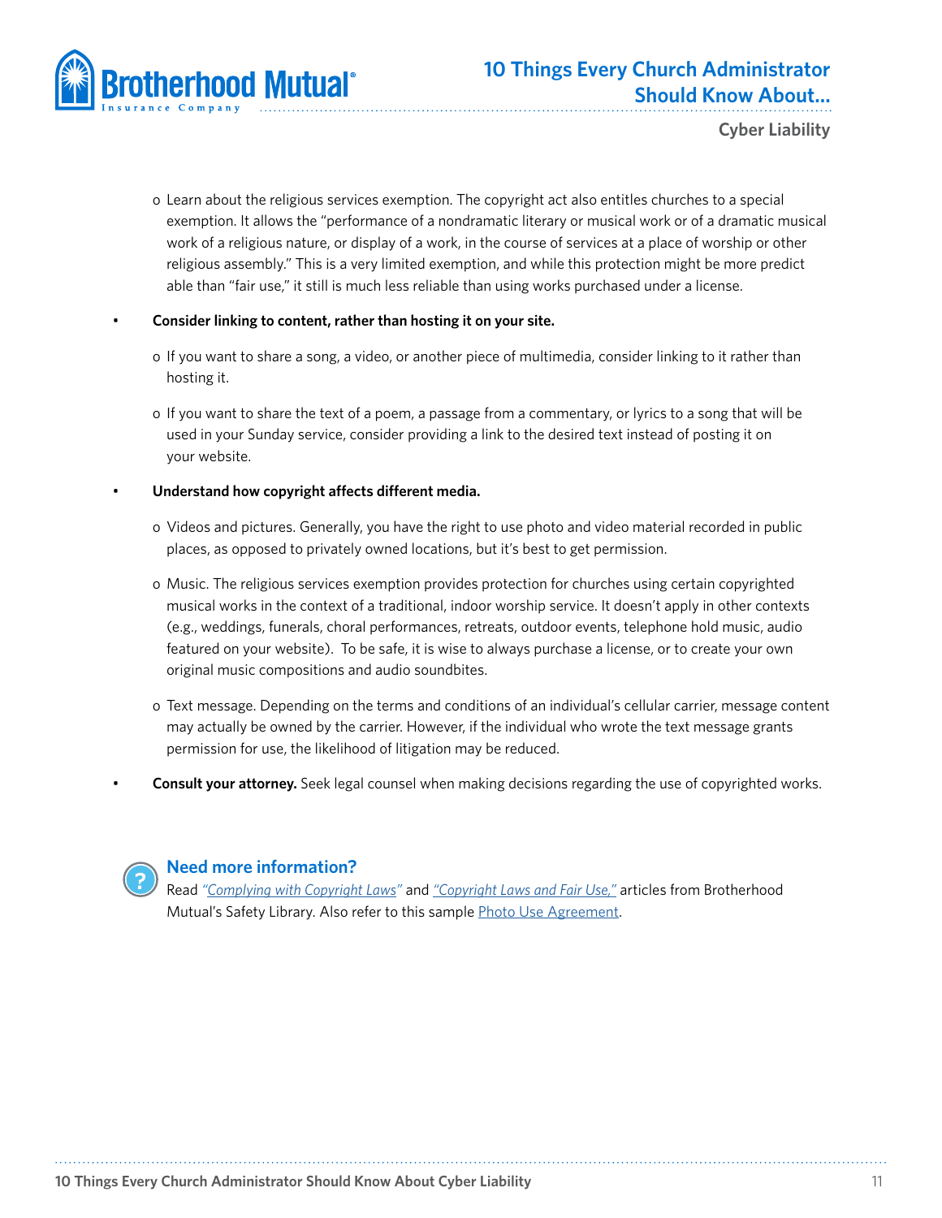- Learn about the religious services exemption. The copyright act also entitles churches to a special exemption. It allows the "performance of a nondramatic literary or musical work or of a dramatic musical work of a religious nature, or display of a work, in the course of services at a place of worship or other religious assembly." This is a very limited exemption, and while this protection might be more predict able than "fair use," it still is much less reliable than using works purchased under a license.

- **Consider linking to content, rather than hosting it on your site.**
  - If you want to share a song, a video, or another piece of multimedia, consider linking to it rather than hosting it.
  - If you want to share the text of a poem, a passage from a commentary, or lyrics to a song that will be used in your Sunday service, consider providing a link to the desired text instead of posting it on your website.

- **Understand how copyright affects different media.**
  - Videos and pictures. Generally, you have the right to use photo and video material recorded in public places, as opposed to privately owned locations, but it's best to get permission.
  - Music. The religious services exemption provides protection for churches using certain copyrighted musical works in the context of a traditional, indoor worship service. It doesn't apply in other contexts (e.g., weddings, funerals, choral performances, retreats, outdoor events, telephone hold music, audio featured on your website). To be safe, it is wise to always purchase a license, or to create your own original music compositions and audio soundbites.
  - Text message. Depending on the terms and conditions of an individual's cellular carrier, message content may actually be owned by the carrier. However, if the individual who wrote the text message grants permission for use, the likelihood of litigation may be reduced.

- **Consult your attorney.** Seek legal counsel when making decisions regarding the use of copyrighted works.

### Need more information?

Read *"Complying with Copyright Laws"* and *"Copyright Laws and Fair Use,"* articles from Brotherhood Mutual's Safety Library. Also refer to this sample Photo Use Agreement.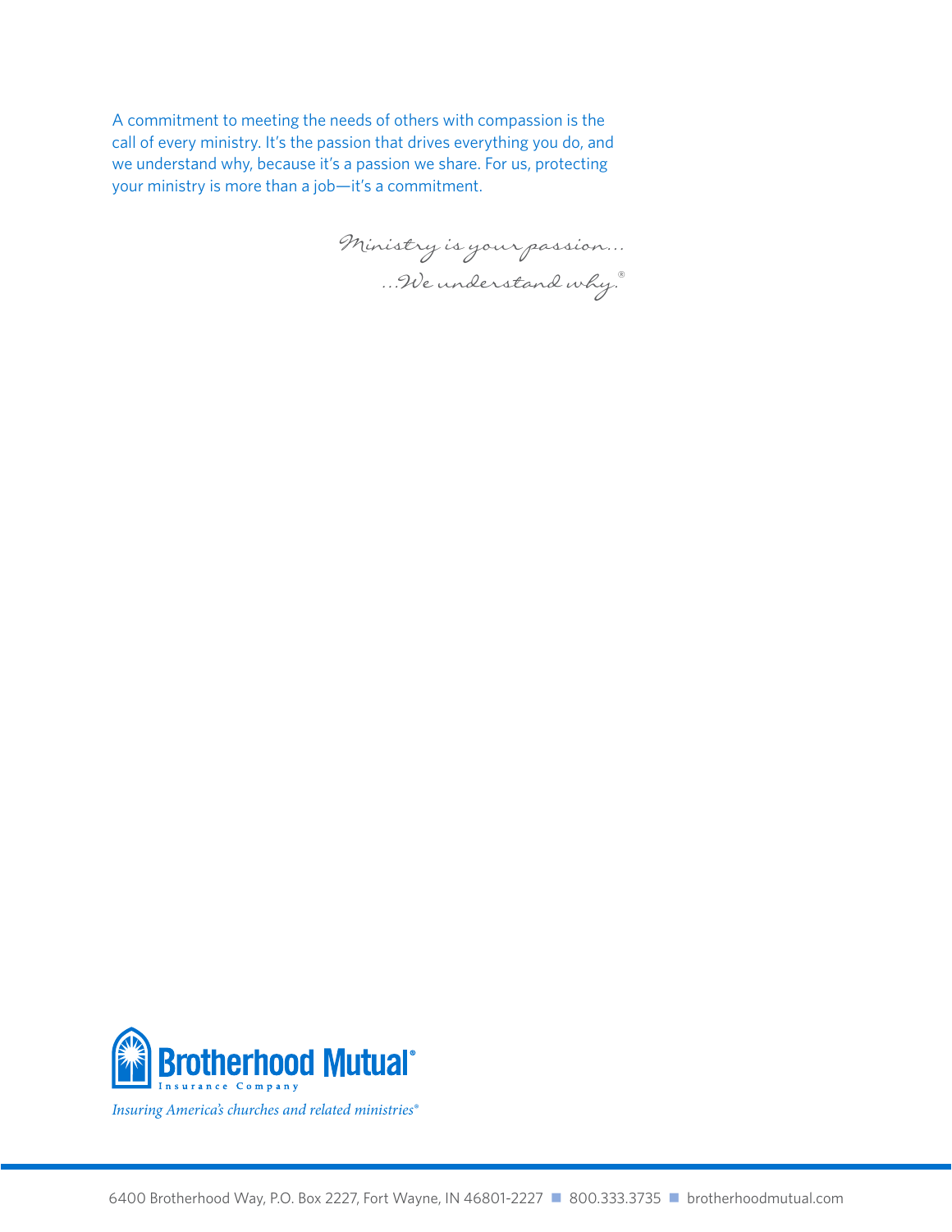A commitment to meeting the needs of others with compassion is the call of every ministry. It's the passion that drives everything you do, and we understand why, because it's a passion we share. For us, protecting your ministry is more than a job—it's a commitment.

*Ministry is your passion...*
*...We understand why.®*

**Brotherhood Mutual®**
Insurance Company

*Insuring America's churches and related ministries®*

6400 Brotherhood Way, P.O. Box 2227, Fort Wayne, IN 46801-2227 ■ 800.333.3735 ■ brotherhoodmutual.com